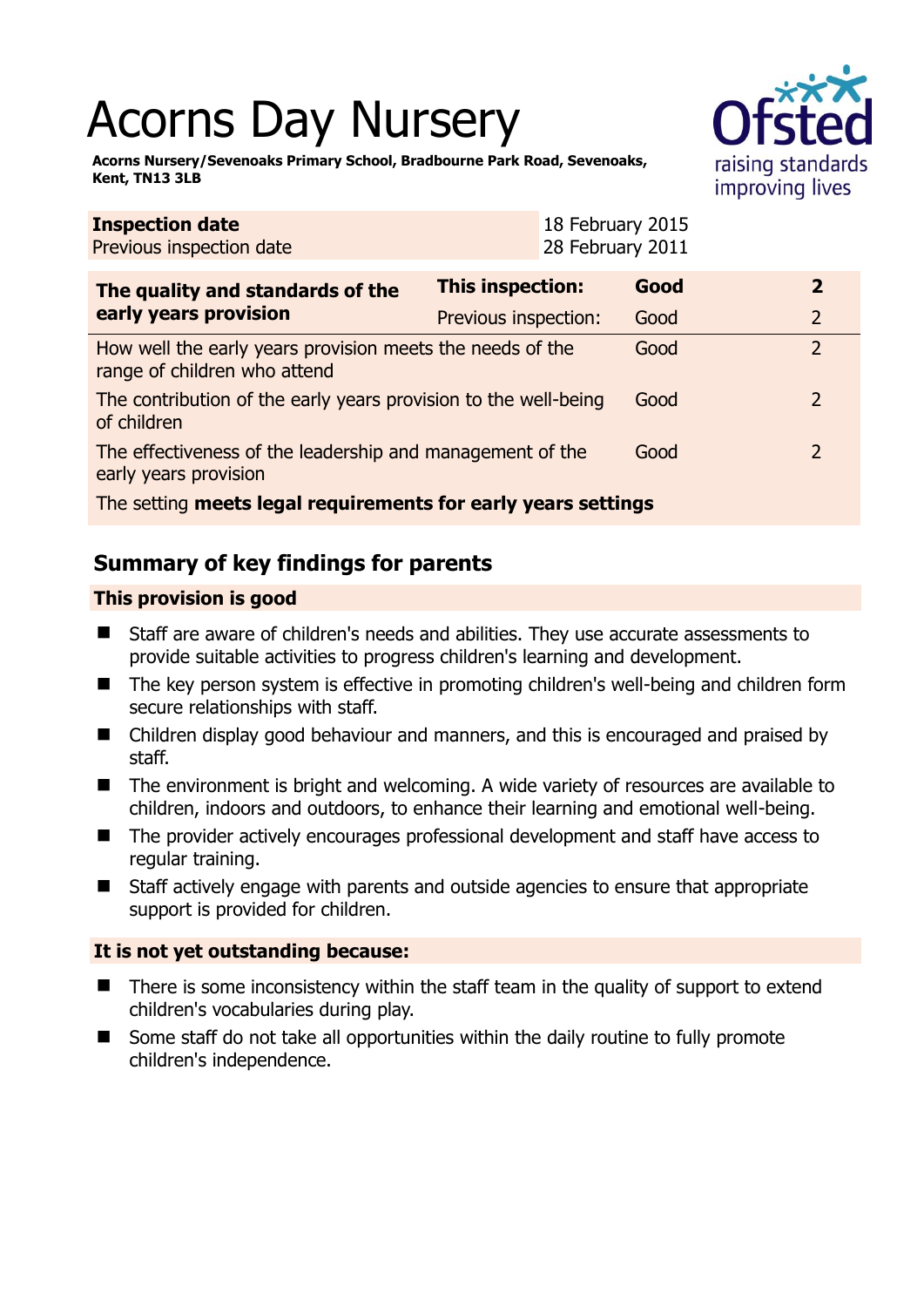# Acorns Day Nursery

**Acorns Nursery/Sevenoaks Primary School, Bradbourne Park Road, Sevenoaks, Kent, TN13 3LB**

| **Inspection date** | 18 February 2015 |
|---|---|
| Previous inspection date | 28 February 2011 |

| **The quality and standards of the early years provision** | **This inspection:** | **Good** | **2** |
|---|---|---|---|
| | Previous inspection: | Good | 2 |
| How well the early years provision meets the needs of the range of children who attend | | Good | 2 |
| The contribution of the early years provision to the well-being of children | | Good | 2 |
| The effectiveness of the leadership and management of the early years provision | | Good | 2 |
| The setting **meets legal requirements for early years settings** | | | |

## Summary of key findings for parents

### This provision is good

- Staff are aware of children's needs and abilities. They use accurate assessments to provide suitable activities to progress children's learning and development.
- The key person system is effective in promoting children's well-being and children form secure relationships with staff.
- Children display good behaviour and manners, and this is encouraged and praised by staff.
- The environment is bright and welcoming. A wide variety of resources are available to children, indoors and outdoors, to enhance their learning and emotional well-being.
- The provider actively encourages professional development and staff have access to regular training.
- Staff actively engage with parents and outside agencies to ensure that appropriate support is provided for children.

### It is not yet outstanding because:

- There is some inconsistency within the staff team in the quality of support to extend children's vocabularies during play.
- Some staff do not take all opportunities within the daily routine to fully promote children's independence.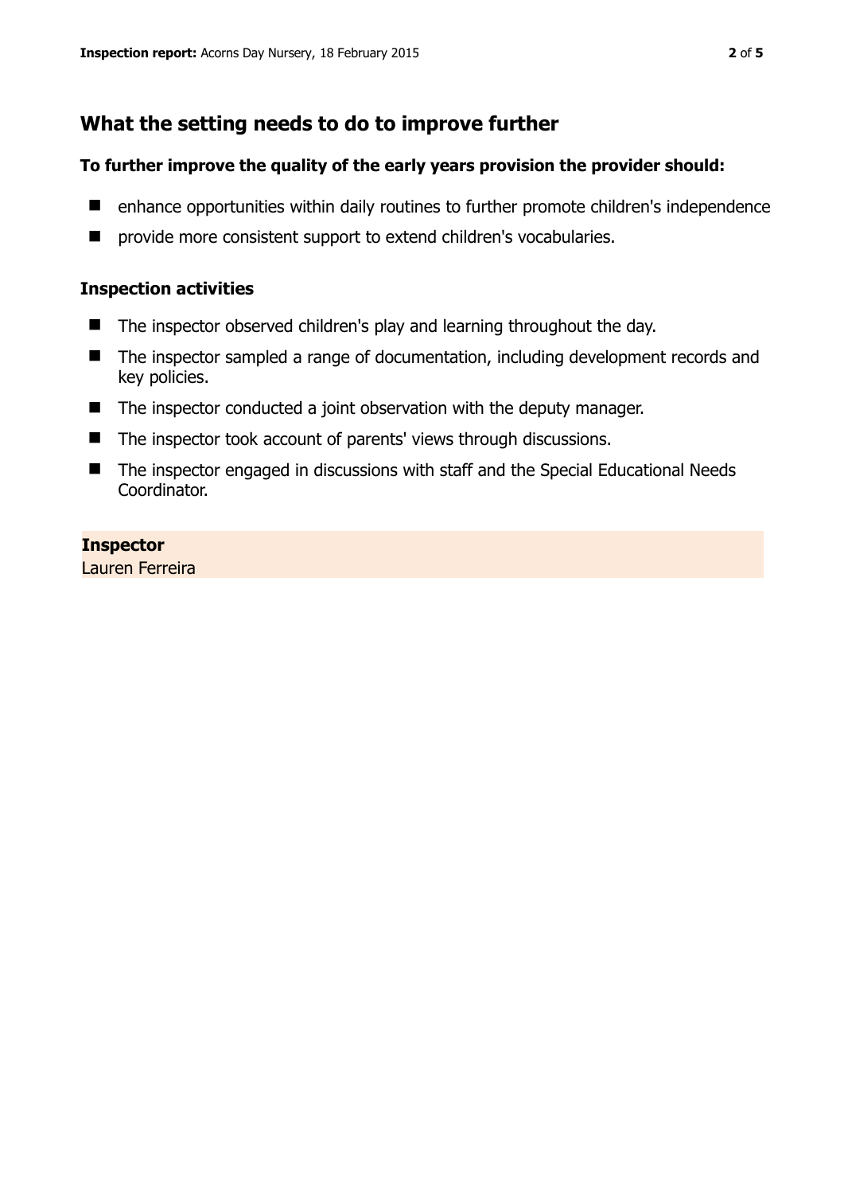## What the setting needs to do to improve further

### To further improve the quality of the early years provision the provider should:

- enhance opportunities within daily routines to further promote children's independence
- provide more consistent support to extend children's vocabularies.

### Inspection activities

- The inspector observed children's play and learning throughout the day.
- The inspector sampled a range of documentation, including development records and key policies.
- The inspector conducted a joint observation with the deputy manager.
- The inspector took account of parents' views through discussions.
- The inspector engaged in discussions with staff and the Special Educational Needs Coordinator.

**Inspector**
Lauren Ferreira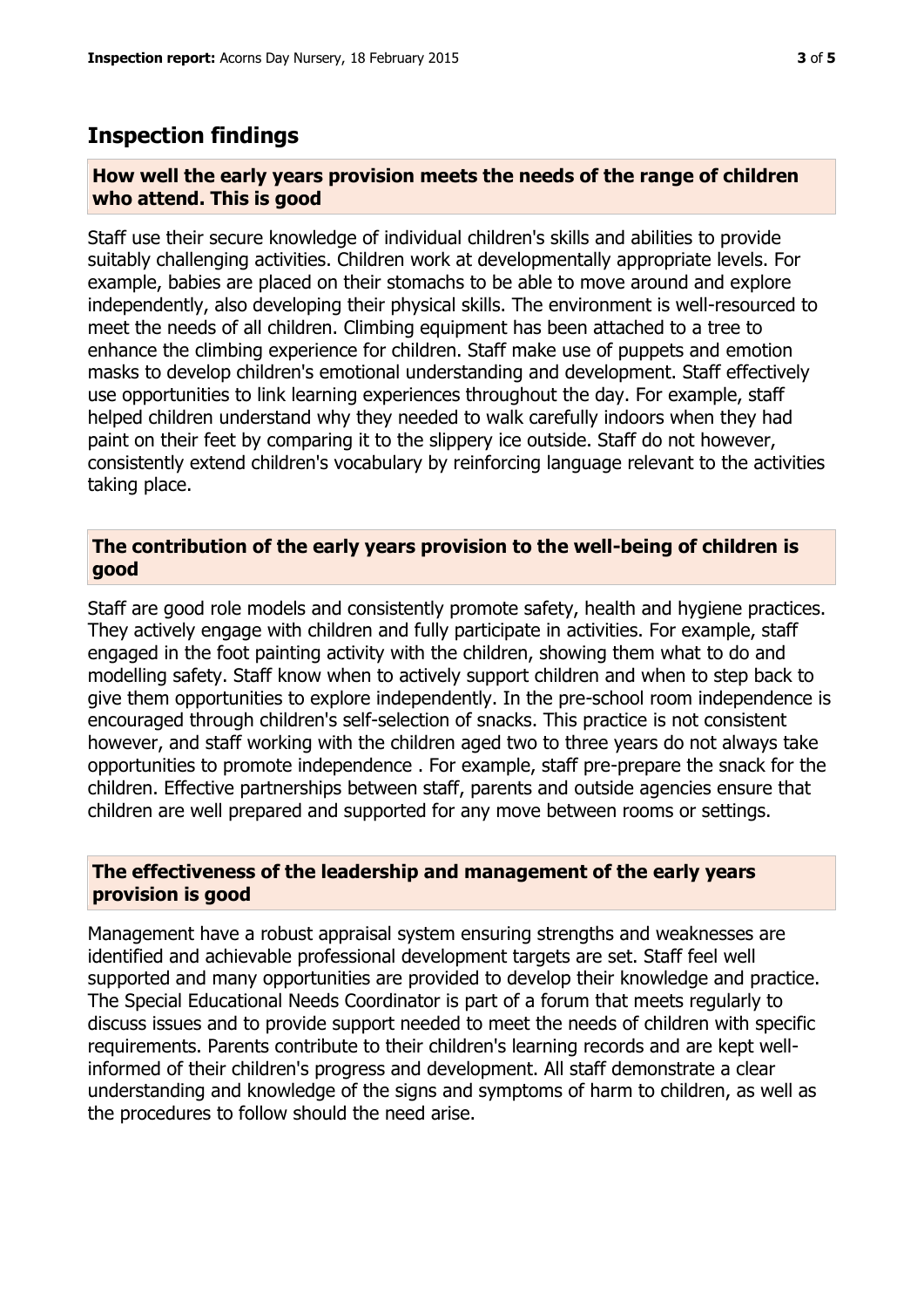## Inspection findings

### How well the early years provision meets the needs of the range of children who attend. This is good

Staff use their secure knowledge of individual children's skills and abilities to provide suitably challenging activities. Children work at developmentally appropriate levels. For example, babies are placed on their stomachs to be able to move around and explore independently, also developing their physical skills. The environment is well-resourced to meet the needs of all children. Climbing equipment has been attached to a tree to enhance the climbing experience for children. Staff make use of puppets and emotion masks to develop children's emotional understanding and development. Staff effectively use opportunities to link learning experiences throughout the day. For example, staff helped children understand why they needed to walk carefully indoors when they had paint on their feet by comparing it to the slippery ice outside. Staff do not however, consistently extend children's vocabulary by reinforcing language relevant to the activities taking place.

### The contribution of the early years provision to the well-being of children is good

Staff are good role models and consistently promote safety, health and hygiene practices. They actively engage with children and fully participate in activities. For example, staff engaged in the foot painting activity with the children, showing them what to do and modelling safety. Staff know when to actively support children and when to step back to give them opportunities to explore independently. In the pre-school room independence is encouraged through children's self-selection of snacks. This practice is not consistent however, and staff working with the children aged two to three years do not always take opportunities to promote independence . For example, staff pre-prepare the snack for the children. Effective partnerships between staff, parents and outside agencies ensure that children are well prepared and supported for any move between rooms or settings.

### The effectiveness of the leadership and management of the early years provision is good

Management have a robust appraisal system ensuring strengths and weaknesses are identified and achievable professional development targets are set. Staff feel well supported and many opportunities are provided to develop their knowledge and practice. The Special Educational Needs Coordinator is part of a forum that meets regularly to discuss issues and to provide support needed to meet the needs of children with specific requirements. Parents contribute to their children's learning records and are kept well-informed of their children's progress and development. All staff demonstrate a clear understanding and knowledge of the signs and symptoms of harm to children, as well as the procedures to follow should the need arise.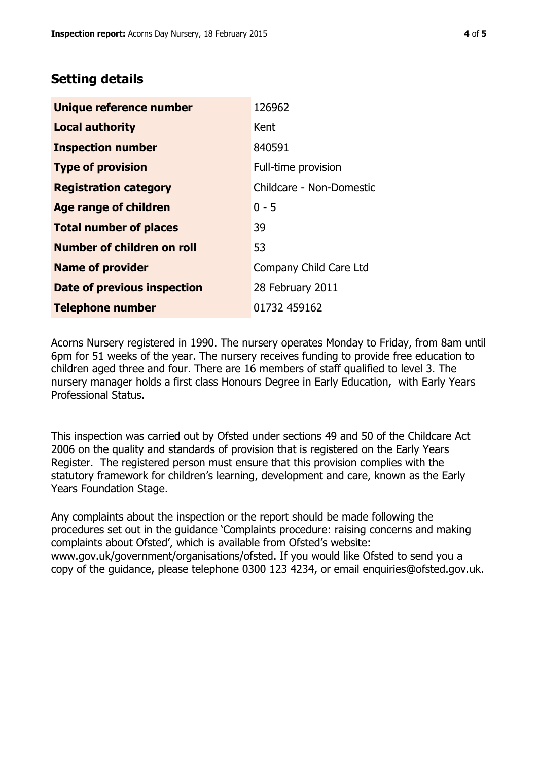## Setting details

| | |
|---|---|
| **Unique reference number** | 126962 |
| **Local authority** | Kent |
| **Inspection number** | 840591 |
| **Type of provision** | Full-time provision |
| **Registration category** | Childcare - Non-Domestic |
| **Age range of children** | 0 - 5 |
| **Total number of places** | 39 |
| **Number of children on roll** | 53 |
| **Name of provider** | Company Child Care Ltd |
| **Date of previous inspection** | 28 February 2011 |
| **Telephone number** | 01732 459162 |

Acorns Nursery registered in 1990. The nursery operates Monday to Friday, from 8am until 6pm for 51 weeks of the year. The nursery receives funding to provide free education to children aged three and four. There are 16 members of staff qualified to level 3. The nursery manager holds a first class Honours Degree in Early Education, with Early Years Professional Status.

This inspection was carried out by Ofsted under sections 49 and 50 of the Childcare Act 2006 on the quality and standards of provision that is registered on the Early Years Register. The registered person must ensure that this provision complies with the statutory framework for children's learning, development and care, known as the Early Years Foundation Stage.

Any complaints about the inspection or the report should be made following the procedures set out in the guidance 'Complaints procedure: raising concerns and making complaints about Ofsted', which is available from Ofsted's website: www.gov.uk/government/organisations/ofsted. If you would like Ofsted to send you a copy of the guidance, please telephone 0300 123 4234, or email enquiries@ofsted.gov.uk.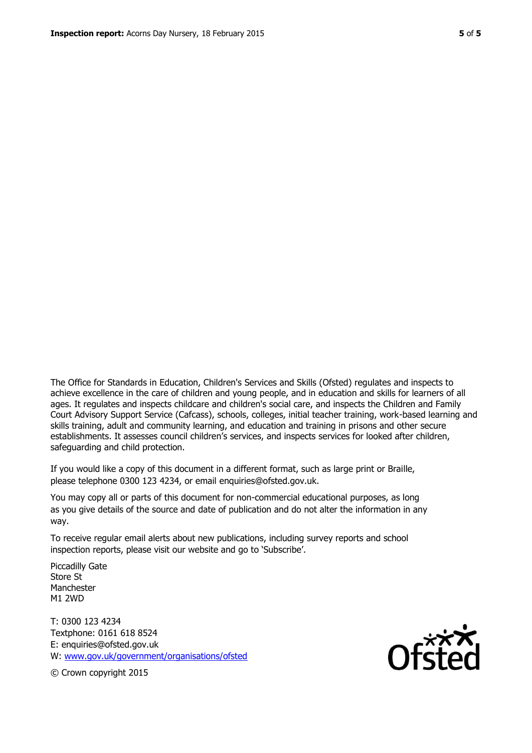The Office for Standards in Education, Children's Services and Skills (Ofsted) regulates and inspects to achieve excellence in the care of children and young people, and in education and skills for learners of all ages. It regulates and inspects childcare and children's social care, and inspects the Children and Family Court Advisory Support Service (Cafcass), schools, colleges, initial teacher training, work-based learning and skills training, adult and community learning, and education and training in prisons and other secure establishments. It assesses council children's services, and inspects services for looked after children, safeguarding and child protection.

If you would like a copy of this document in a different format, such as large print or Braille, please telephone 0300 123 4234, or email enquiries@ofsted.gov.uk.

You may copy all or parts of this document for non-commercial educational purposes, as long as you give details of the source and date of publication and do not alter the information in any way.

To receive regular email alerts about new publications, including survey reports and school inspection reports, please visit our website and go to 'Subscribe'.

Piccadilly Gate
Store St
Manchester
M1 2WD

T: 0300 123 4234
Textphone: 0161 618 8524
E: enquiries@ofsted.gov.uk
W: [www.gov.uk/government/organisations/ofsted](www.gov.uk/government/organisations/ofsted)

© Crown copyright 2015